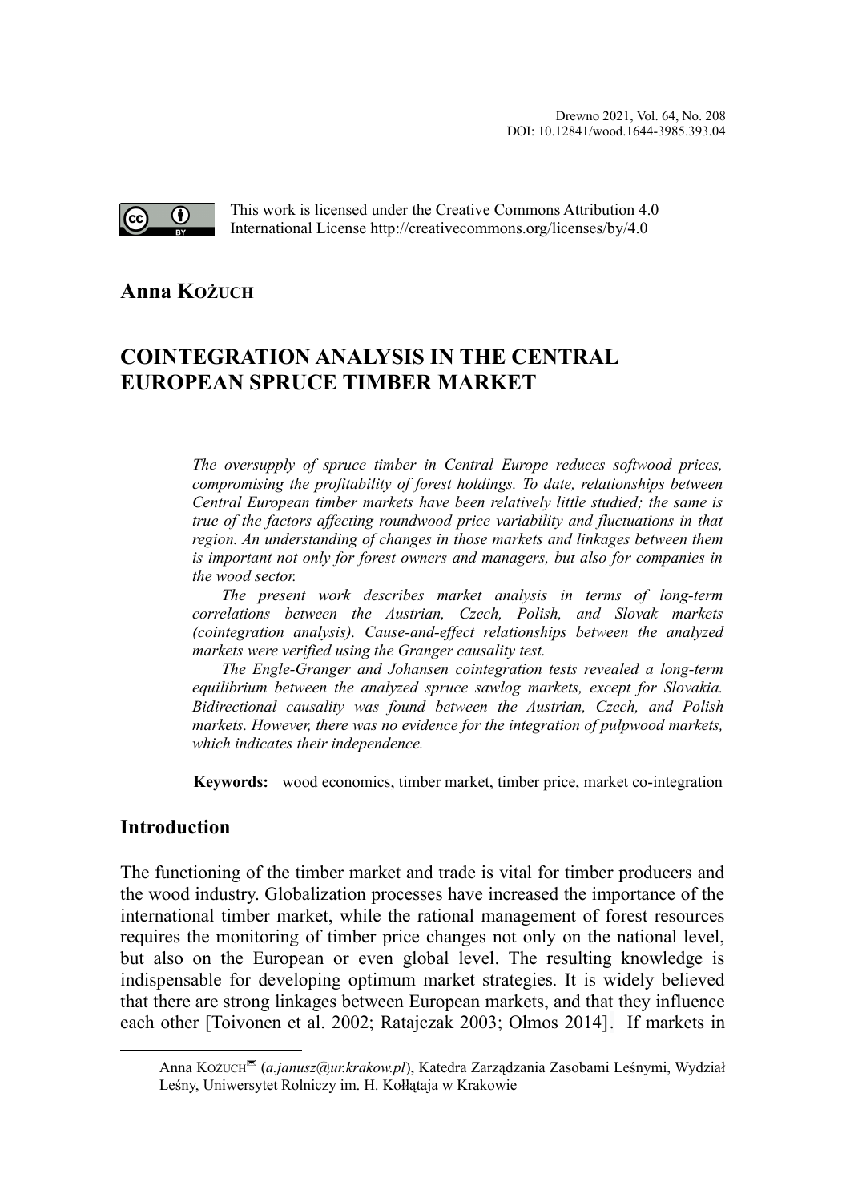Drewno 2021, Vol. 64, No. 208
DOI: 10.12841/wood.1644-3985.393.04

This work is licensed under the Creative Commons Attribution 4.0 International License http://creativecommons.org/licenses/by/4.0

**Anna Kożuch**

# COINTEGRATION ANALYSIS IN THE CENTRAL EUROPEAN SPRUCE TIMBER MARKET

*The oversupply of spruce timber in Central Europe reduces softwood prices, compromising the profitability of forest holdings. To date, relationships between Central European timber markets have been relatively little studied; the same is true of the factors affecting roundwood price variability and fluctuations in that region. An understanding of changes in those markets and linkages between them is important not only for forest owners and managers, but also for companies in the wood sector.*

*The present work describes market analysis in terms of long-term correlations between the Austrian, Czech, Polish, and Slovak markets (cointegration analysis). Cause-and-effect relationships between the analyzed markets were verified using the Granger causality test.*

*The Engle-Granger and Johansen cointegration tests revealed a long-term equilibrium between the analyzed spruce sawlog markets, except for Slovakia. Bidirectional causality was found between the Austrian, Czech, and Polish markets. However, there was no evidence for the integration of pulpwood markets, which indicates their independence.*

**Keywords:** wood economics, timber market, timber price, market co-integration

## Introduction

The functioning of the timber market and trade is vital for timber producers and the wood industry. Globalization processes have increased the importance of the international timber market, while the rational management of forest resources requires the monitoring of timber price changes not only on the national level, but also on the European or even global level. The resulting knowledge is indispensable for developing optimum market strategies. It is widely believed that there are strong linkages between European markets, and that they influence each other [Toivonen et al. 2002; Ratajczak 2003; Olmos 2014]. If markets in

---

Anna Kożuch (*a.janusz@ur.krakow.pl*), Katedra Zarządzania Zasobami Leśnymi, Wydział Leśny, Uniwersytet Rolniczy im. H. Kołłątaja w Krakowie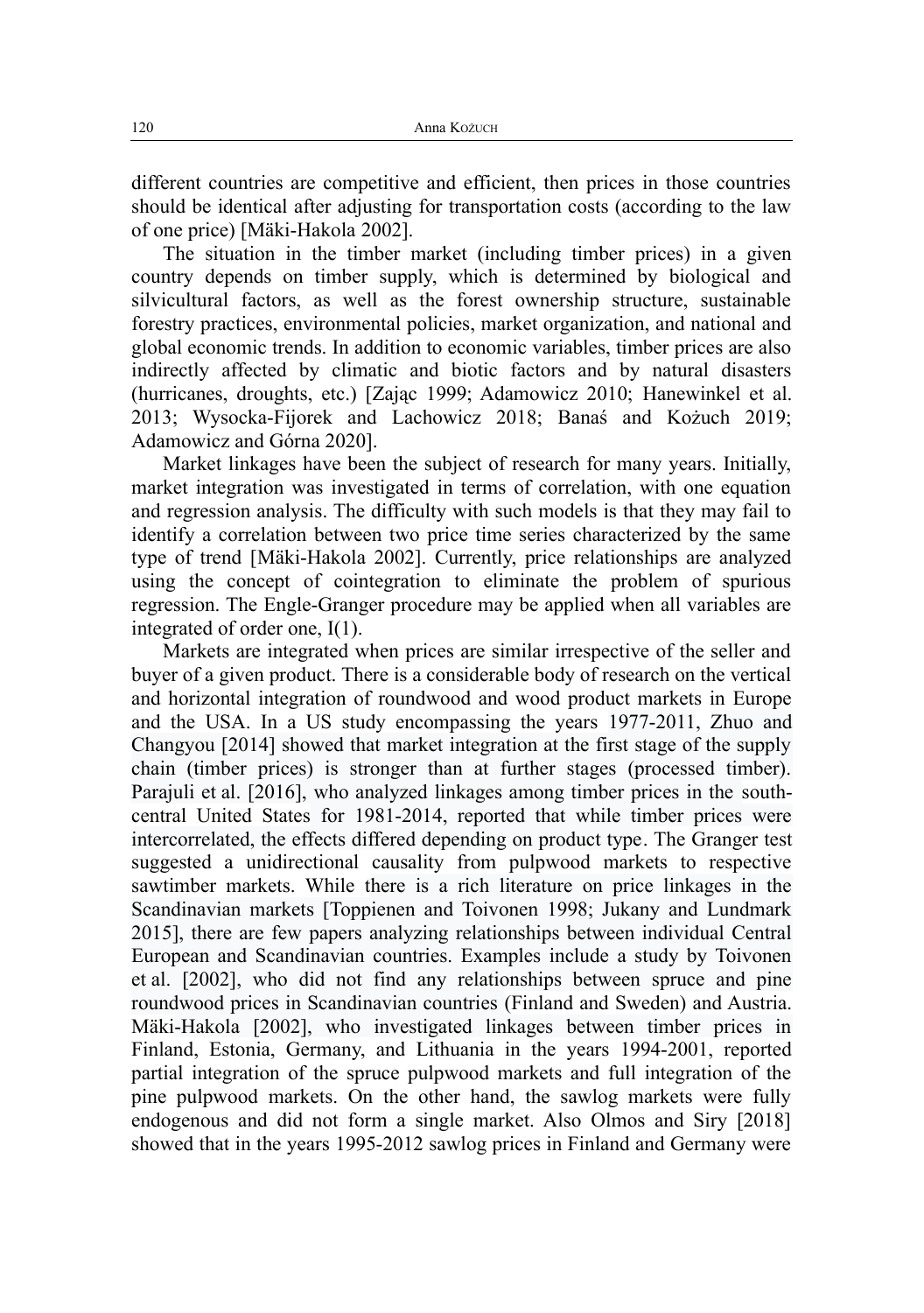different countries are competitive and efficient, then prices in those countries should be identical after adjusting for transportation costs (according to the law of one price) [Mäki-Hakola 2002].

The situation in the timber market (including timber prices) in a given country depends on timber supply, which is determined by biological and silvicultural factors, as well as the forest ownership structure, sustainable forestry practices, environmental policies, market organization, and national and global economic trends. In addition to economic variables, timber prices are also indirectly affected by climatic and biotic factors and by natural disasters (hurricanes, droughts, etc.) [Zając 1999; Adamowicz 2010; Hanewinkel et al. 2013; Wysocka-Fijorek and Lachowicz 2018; Banaś and Kożuch 2019; Adamowicz and Górna 2020].

Market linkages have been the subject of research for many years. Initially, market integration was investigated in terms of correlation, with one equation and regression analysis. The difficulty with such models is that they may fail to identify a correlation between two price time series characterized by the same type of trend [Mäki-Hakola 2002]. Currently, price relationships are analyzed using the concept of cointegration to eliminate the problem of spurious regression. The Engle-Granger procedure may be applied when all variables are integrated of order one, I(1).

Markets are integrated when prices are similar irrespective of the seller and buyer of a given product. There is a considerable body of research on the vertical and horizontal integration of roundwood and wood product markets in Europe and the USA. In a US study encompassing the years 1977-2011, Zhuo and Changyou [2014] showed that market integration at the first stage of the supply chain (timber prices) is stronger than at further stages (processed timber). Parajuli et al. [2016], who analyzed linkages among timber prices in the south-central United States for 1981-2014, reported that while timber prices were intercorrelated, the effects differed depending on product type. The Granger test suggested a unidirectional causality from pulpwood markets to respective sawtimber markets. While there is a rich literature on price linkages in the Scandinavian markets [Toppienen and Toivonen 1998; Jukany and Lundmark 2015], there are few papers analyzing relationships between individual Central European and Scandinavian countries. Examples include a study by Toivonen et al. [2002], who did not find any relationships between spruce and pine roundwood prices in Scandinavian countries (Finland and Sweden) and Austria. Mäki-Hakola [2002], who investigated linkages between timber prices in Finland, Estonia, Germany, and Lithuania in the years 1994-2001, reported partial integration of the spruce pulpwood markets and full integration of the pine pulpwood markets. On the other hand, the sawlog markets were fully endogenous and did not form a single market. Also Olmos and Siry [2018] showed that in the years 1995-2012 sawlog prices in Finland and Germany were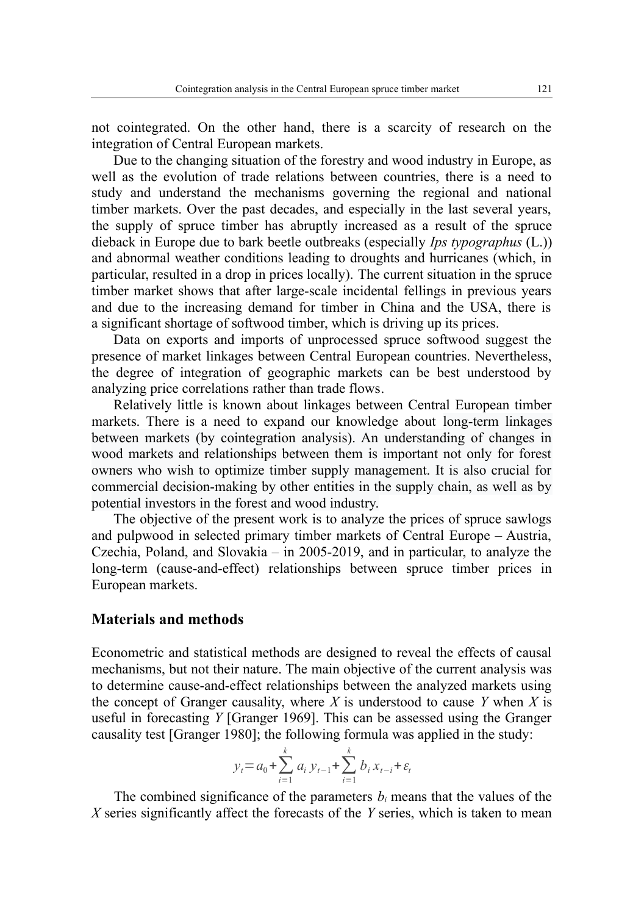not cointegrated. On the other hand, there is a scarcity of research on the integration of Central European markets.

Due to the changing situation of the forestry and wood industry in Europe, as well as the evolution of trade relations between countries, there is a need to study and understand the mechanisms governing the regional and national timber markets. Over the past decades, and especially in the last several years, the supply of spruce timber has abruptly increased as a result of the spruce dieback in Europe due to bark beetle outbreaks (especially *Ips typographus* (L.)) and abnormal weather conditions leading to droughts and hurricanes (which, in particular, resulted in a drop in prices locally). The current situation in the spruce timber market shows that after large-scale incidental fellings in previous years and due to the increasing demand for timber in China and the USA, there is a significant shortage of softwood timber, which is driving up its prices.

Data on exports and imports of unprocessed spruce softwood suggest the presence of market linkages between Central European countries. Nevertheless, the degree of integration of geographic markets can be best understood by analyzing price correlations rather than trade flows.

Relatively little is known about linkages between Central European timber markets. There is a need to expand our knowledge about long-term linkages between markets (by cointegration analysis). An understanding of changes in wood markets and relationships between them is important not only for forest owners who wish to optimize timber supply management. It is also crucial for commercial decision-making by other entities in the supply chain, as well as by potential investors in the forest and wood industry.

The objective of the present work is to analyze the prices of spruce sawlogs and pulpwood in selected primary timber markets of Central Europe – Austria, Czechia, Poland, and Slovakia – in 2005-2019, and in particular, to analyze the long-term (cause-and-effect) relationships between spruce timber prices in European markets.

## Materials and methods

Econometric and statistical methods are designed to reveal the effects of causal mechanisms, but not their nature. The main objective of the current analysis was to determine cause-and-effect relationships between the analyzed markets using the concept of Granger causality, where $X$ is understood to cause $Y$ when $X$ is useful in forecasting $Y$ [Granger 1969]. This can be assessed using the Granger causality test [Granger 1980]; the following formula was applied in the study:

$$y_t = a_0 + \sum_{i=1}^{k} a_i\, y_{t-1} + \sum_{i=1}^{k} b_i\, x_{t-i} + \varepsilon_t$$

The combined significance of the parameters $b_i$ means that the values of the $X$ series significantly affect the forecasts of the $Y$ series, which is taken to mean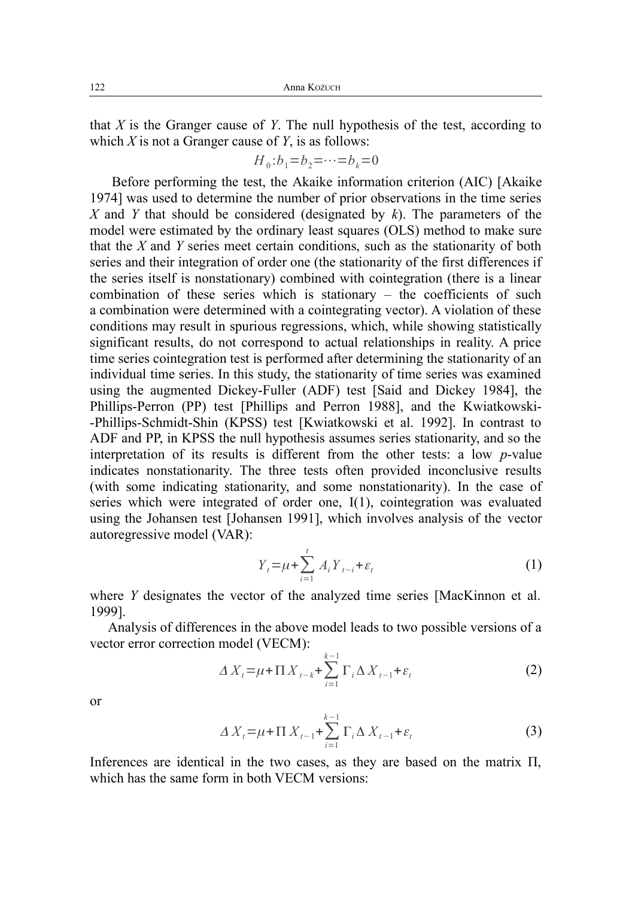that $X$ is the Granger cause of $Y$. The null hypothesis of the test, according to which $X$ is not a Granger cause of $Y$, is as follows:

$$H_0 : b_1 = b_2 = \cdots = b_k = 0$$

Before performing the test, the Akaike information criterion (AIC) [Akaike 1974] was used to determine the number of prior observations in the time series $X$ and $Y$ that should be considered (designated by $k$). The parameters of the model were estimated by the ordinary least squares (OLS) method to make sure that the $X$ and $Y$ series meet certain conditions, such as the stationarity of both series and their integration of order one (the stationarity of the first differences if the series itself is nonstationary) combined with cointegration (there is a linear combination of these series which is stationary – the coefficients of such a combination were determined with a cointegrating vector). A violation of these conditions may result in spurious regressions, which, while showing statistically significant results, do not correspond to actual relationships in reality. A price time series cointegration test is performed after determining the stationarity of an individual time series. In this study, the stationarity of time series was examined using the augmented Dickey-Fuller (ADF) test [Said and Dickey 1984], the Phillips-Perron (PP) test [Phillips and Perron 1988], and the Kwiatkowski-Phillips-Schmidt-Shin (KPSS) test [Kwiatkowski et al. 1992]. In contrast to ADF and PP, in KPSS the null hypothesis assumes series stationarity, and so the interpretation of its results is different from the other tests: a low *p*-value indicates nonstationarity. The three tests often provided inconclusive results (with some indicating stationarity, and some nonstationarity). In the case of series which were integrated of order one, I(1), cointegration was evaluated using the Johansen test [Johansen 1991], which involves analysis of the vector autoregressive model (VAR):

$$Y_t = \mu + \sum_{i=1}^{t} A_i Y_{t-i} + \varepsilon_t \tag{1}$$

where $Y$ designates the vector of the analyzed time series [MacKinnon et al. 1999].

Analysis of differences in the above model leads to two possible versions of a vector error correction model (VECM):

$$\Delta X_t = \mu + \Pi X_{t-k} + \sum_{i=1}^{k-1} \Gamma_i \Delta X_{t-1} + \varepsilon_t \tag{2}$$

or

$$\Delta X_t = \mu + \Pi X_{t-1} + \sum_{i=1}^{k-1} \Gamma_i \Delta X_{t-1} + \varepsilon_t \tag{3}$$

Inferences are identical in the two cases, as they are based on the matrix $\Pi$, which has the same form in both VECM versions: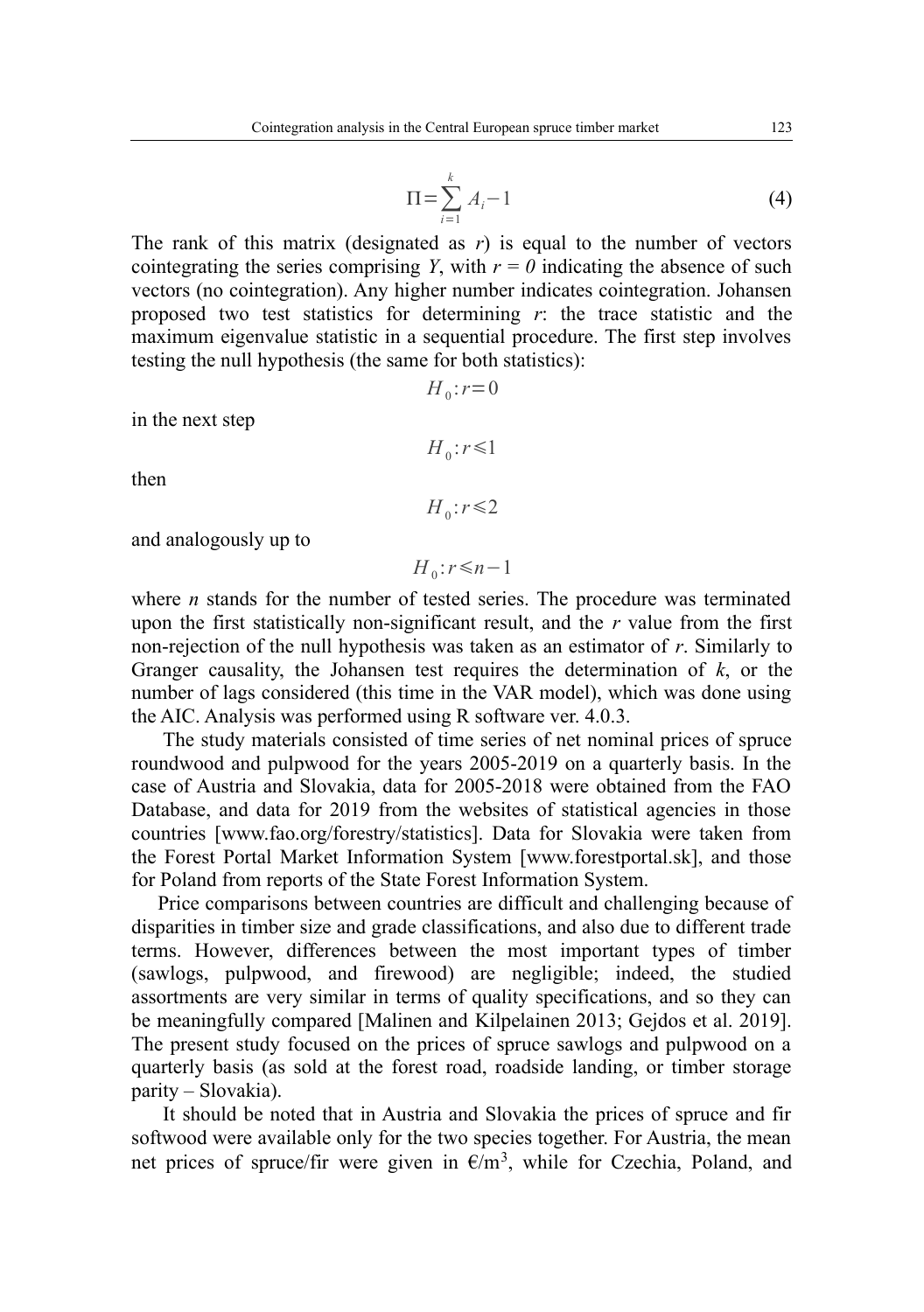$$\Pi = \sum_{i=1}^{k} A_i - 1 \tag{4}$$

The rank of this matrix (designated as $r$) is equal to the number of vectors cointegrating the series comprising $Y$, with $r = 0$ indicating the absence of such vectors (no cointegration). Any higher number indicates cointegration. Johansen proposed two test statistics for determining $r$: the trace statistic and the maximum eigenvalue statistic in a sequential procedure. The first step involves testing the null hypothesis (the same for both statistics):

$$H_0 : r = 0$$

in the next step

$$H_0 : r \leqslant 1$$

then

$$H_0 : r \leqslant 2$$

and analogously up to

$$H_0 : r \leqslant n-1$$

where $n$ stands for the number of tested series. The procedure was terminated upon the first statistically non-significant result, and the $r$ value from the first non-rejection of the null hypothesis was taken as an estimator of $r$. Similarly to Granger causality, the Johansen test requires the determination of $k$, or the number of lags considered (this time in the VAR model), which was done using the AIC. Analysis was performed using R software ver. 4.0.3.

The study materials consisted of time series of net nominal prices of spruce roundwood and pulpwood for the years 2005-2019 on a quarterly basis. In the case of Austria and Slovakia, data for 2005-2018 were obtained from the FAO Database, and data for 2019 from the websites of statistical agencies in those countries [www.fao.org/forestry/statistics]. Data for Slovakia were taken from the Forest Portal Market Information System [www.forestportal.sk], and those for Poland from reports of the State Forest Information System.

Price comparisons between countries are difficult and challenging because of disparities in timber size and grade classifications, and also due to different trade terms. However, differences between the most important types of timber (sawlogs, pulpwood, and firewood) are negligible; indeed, the studied assortments are very similar in terms of quality specifications, and so they can be meaningfully compared [Malinen and Kilpelainen 2013; Gejdos et al. 2019]. The present study focused on the prices of spruce sawlogs and pulpwood on a quarterly basis (as sold at the forest road, roadside landing, or timber storage parity – Slovakia).

It should be noted that in Austria and Slovakia the prices of spruce and fir softwood were available only for the two species together. For Austria, the mean net prices of spruce/fir were given in €/m$^3$, while for Czechia, Poland, and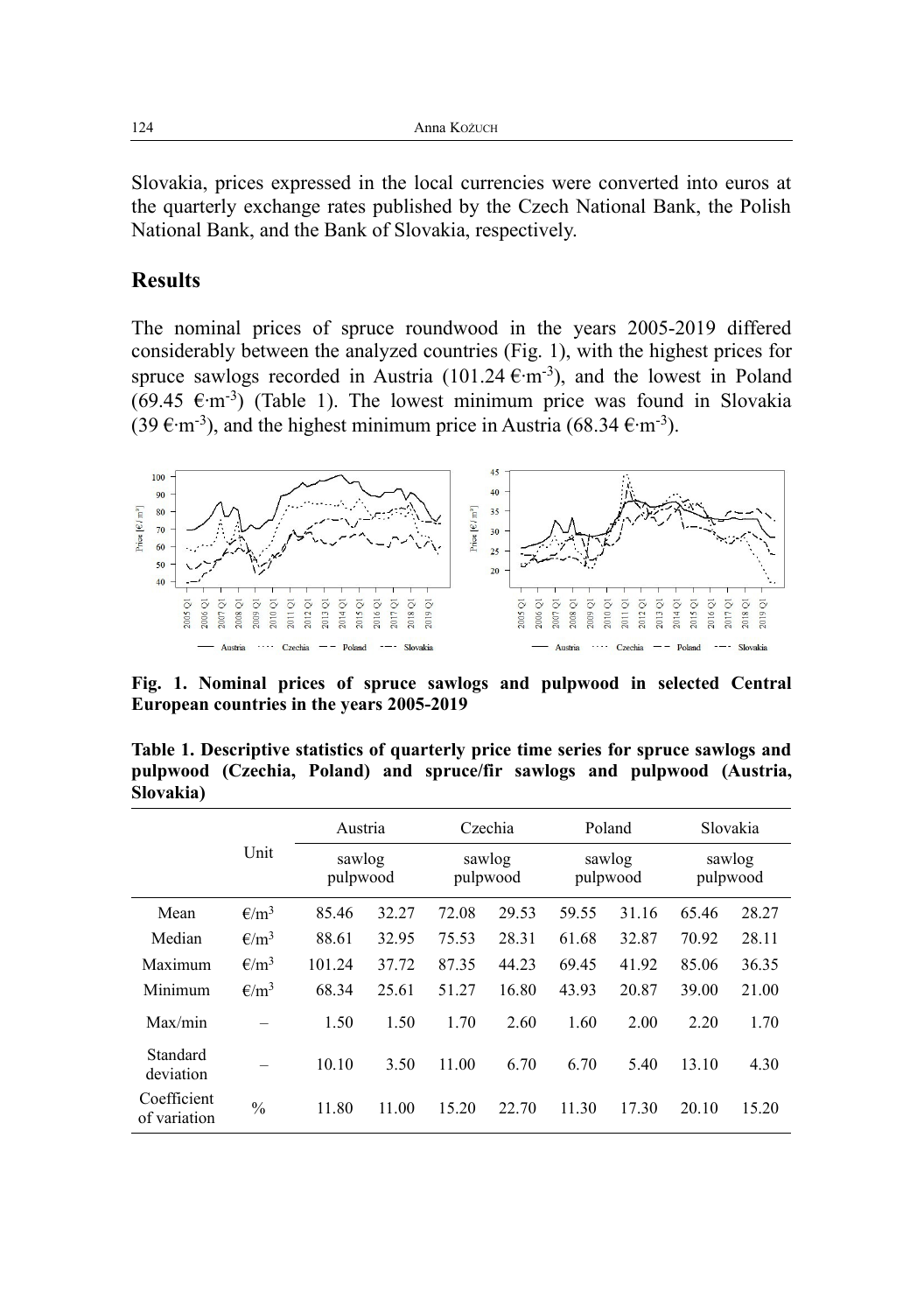Slovakia, prices expressed in the local currencies were converted into euros at the quarterly exchange rates published by the Czech National Bank, the Polish National Bank, and the Bank of Slovakia, respectively.

## Results

The nominal prices of spruce roundwood in the years 2005-2019 differed considerably between the analyzed countries (Fig. 1), with the highest prices for spruce sawlogs recorded in Austria (101.24 €·m$^{-3}$), and the lowest in Poland (69.45 €·m$^{-3}$) (Table 1). The lowest minimum price was found in Slovakia (39 €·m$^{-3}$), and the highest minimum price in Austria (68.34 €·m$^{-3}$).

**Fig. 1. Nominal prices of spruce sawlogs and pulpwood in selected Central European countries in the years 2005-2019**

**Table 1. Descriptive statistics of quarterly price time series for spruce sawlogs and pulpwood (Czechia, Poland) and spruce/fir sawlogs and pulpwood (Austria, Slovakia)**

| | Unit | Austria | | Czechia | | Poland | | Slovakia | |
|---|---|---|---|---|---|---|---|---|---|
| | | sawlog | pulpwood | sawlog | pulpwood | sawlog | pulpwood | sawlog | pulpwood |
| Mean | €/m$^3$ | 85.46 | 32.27 | 72.08 | 29.53 | 59.55 | 31.16 | 65.46 | 28.27 |
| Median | €/m$^3$ | 88.61 | 32.95 | 75.53 | 28.31 | 61.68 | 32.87 | 70.92 | 28.11 |
| Maximum | €/m$^3$ | 101.24 | 37.72 | 87.35 | 44.23 | 69.45 | 41.92 | 85.06 | 36.35 |
| Minimum | €/m$^3$ | 68.34 | 25.61 | 51.27 | 16.80 | 43.93 | 20.87 | 39.00 | 21.00 |
| Max/min | – | 1.50 | 1.50 | 1.70 | 2.60 | 1.60 | 2.00 | 2.20 | 1.70 |
| Standard deviation | – | 10.10 | 3.50 | 11.00 | 6.70 | 6.70 | 5.40 | 13.10 | 4.30 |
| Coefficient of variation | % | 11.80 | 11.00 | 15.20 | 22.70 | 11.30 | 17.30 | 20.10 | 15.20 |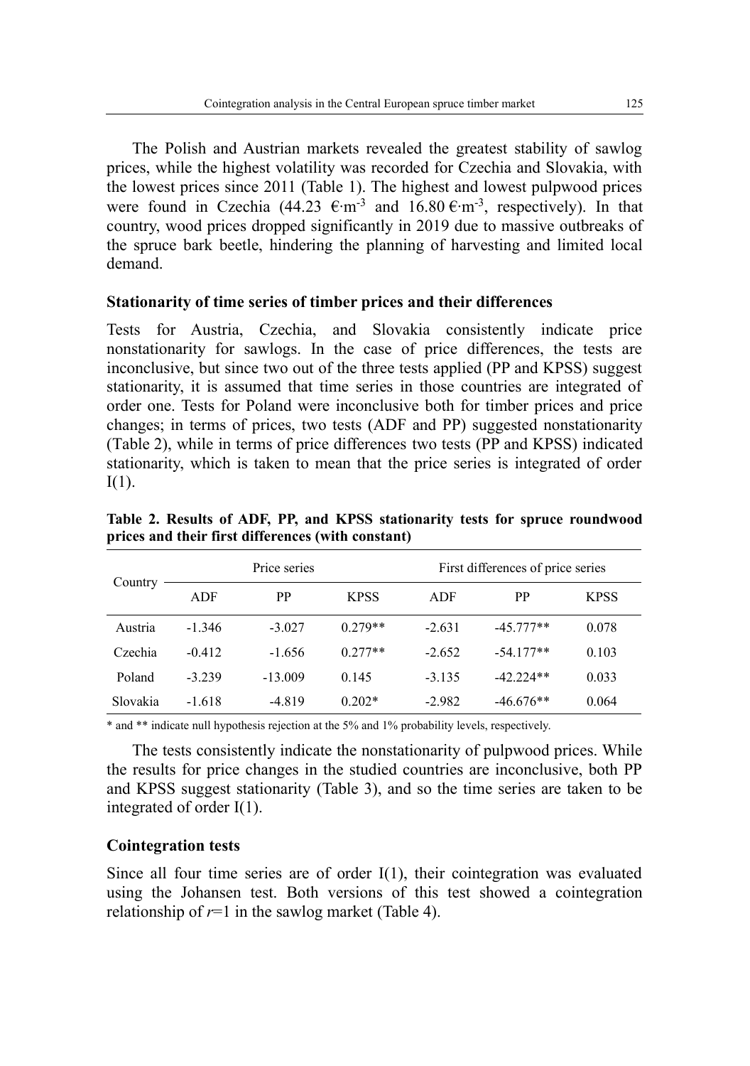The Polish and Austrian markets revealed the greatest stability of sawlog prices, while the highest volatility was recorded for Czechia and Slovakia, with the lowest prices since 2011 (Table 1). The highest and lowest pulpwood prices were found in Czechia (44.23 $€·m^{-3}$ and 16.80 $€·m^{-3}$, respectively). In that country, wood prices dropped significantly in 2019 due to massive outbreaks of the spruce bark beetle, hindering the planning of harvesting and limited local demand.

### Stationarity of time series of timber prices and their differences

Tests for Austria, Czechia, and Slovakia consistently indicate price nonstationarity for sawlogs. In the case of price differences, the tests are inconclusive, but since two out of the three tests applied (PP and KPSS) suggest stationarity, it is assumed that time series in those countries are integrated of order one. Tests for Poland were inconclusive both for timber prices and price changes; in terms of prices, two tests (ADF and PP) suggested nonstationarity (Table 2), while in terms of price differences two tests (PP and KPSS) indicated stationarity, which is taken to mean that the price series is integrated of order I(1).

**Table 2. Results of ADF, PP, and KPSS stationarity tests for spruce roundwood prices and their first differences (with constant)**

| Country | Price series | | | First differences of price series | | |
|---|---|---|---|---|---|---|
| | ADF | PP | KPSS | ADF | PP | KPSS |
| Austria | -1.346 | -3.027 | 0.279** | -2.631 | -45.777** | 0.078 |
| Czechia | -0.412 | -1.656 | 0.277** | -2.652 | -54.177** | 0.103 |
| Poland | -3.239 | -13.009 | 0.145 | -3.135 | -42.224** | 0.033 |
| Slovakia | -1.618 | -4.819 | 0.202* | -2.982 | -46.676** | 0.064 |

\* and ** indicate null hypothesis rejection at the 5% and 1% probability levels, respectively.

The tests consistently indicate the nonstationarity of pulpwood prices. While the results for price changes in the studied countries are inconclusive, both PP and KPSS suggest stationarity (Table 3), and so the time series are taken to be integrated of order I(1).

### Cointegration tests

Since all four time series are of order I(1), their cointegration was evaluated using the Johansen test. Both versions of this test showed a cointegration relationship of $r$=1 in the sawlog market (Table 4).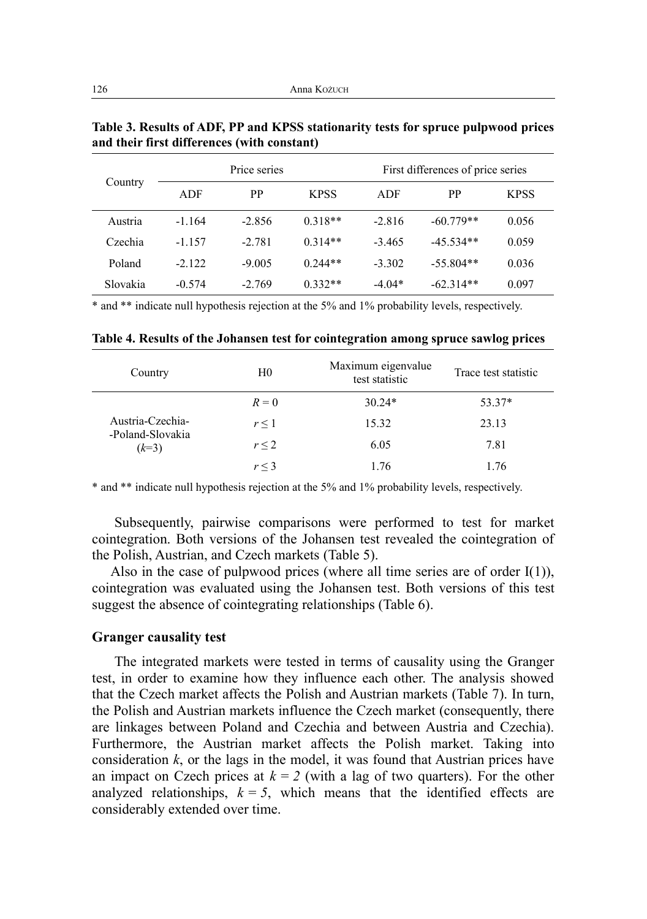**Table 3. Results of ADF, PP and KPSS stationarity tests for spruce pulpwood prices and their first differences (with constant)**

| Country | Price series | | | First differences of price series | | |
|---|---|---|---|---|---|---|
| | ADF | PP | KPSS | ADF | PP | KPSS |
| Austria | -1.164 | -2.856 | 0.318** | -2.816 | -60.779** | 0.056 |
| Czechia | -1.157 | -2.781 | 0.314** | -3.465 | -45.534** | 0.059 |
| Poland | -2.122 | -9.005 | 0.244** | -3.302 | -55.804** | 0.036 |
| Slovakia | -0.574 | -2.769 | 0.332** | -4.04* | -62.314** | 0.097 |

* and ** indicate null hypothesis rejection at the 5% and 1% probability levels, respectively.

**Table 4. Results of the Johansen test for cointegration among spruce sawlog prices**

| Country | H0 | Maximum eigenvalue test statistic | Trace test statistic |
|---|---|---|---|
| Austria-Czechia-Poland-Slovakia ($k$=3) | $R = 0$ | 30.24* | 53.37* |
| | $r \leq 1$ | 15.32 | 23.13 |
| | $r \leq 2$ | 6.05 | 7.81 |
| | $r \leq 3$ | 1.76 | 1.76 |

* and ** indicate null hypothesis rejection at the 5% and 1% probability levels, respectively.

Subsequently, pairwise comparisons were performed to test for market cointegration. Both versions of the Johansen test revealed the cointegration of the Polish, Austrian, and Czech markets (Table 5).

Also in the case of pulpwood prices (where all time series are of order I(1)), cointegration was evaluated using the Johansen test. Both versions of this test suggest the absence of cointegrating relationships (Table 6).

### Granger causality test

The integrated markets were tested in terms of causality using the Granger test, in order to examine how they influence each other. The analysis showed that the Czech market affects the Polish and Austrian markets (Table 7). In turn, the Polish and Austrian markets influence the Czech market (consequently, there are linkages between Poland and Czechia and between Austria and Czechia). Furthermore, the Austrian market affects the Polish market. Taking into consideration $k$, or the lags in the model, it was found that Austrian prices have an impact on Czech prices at $k = 2$ (with a lag of two quarters). For the other analyzed relationships, $k = 5$, which means that the identified effects are considerably extended over time.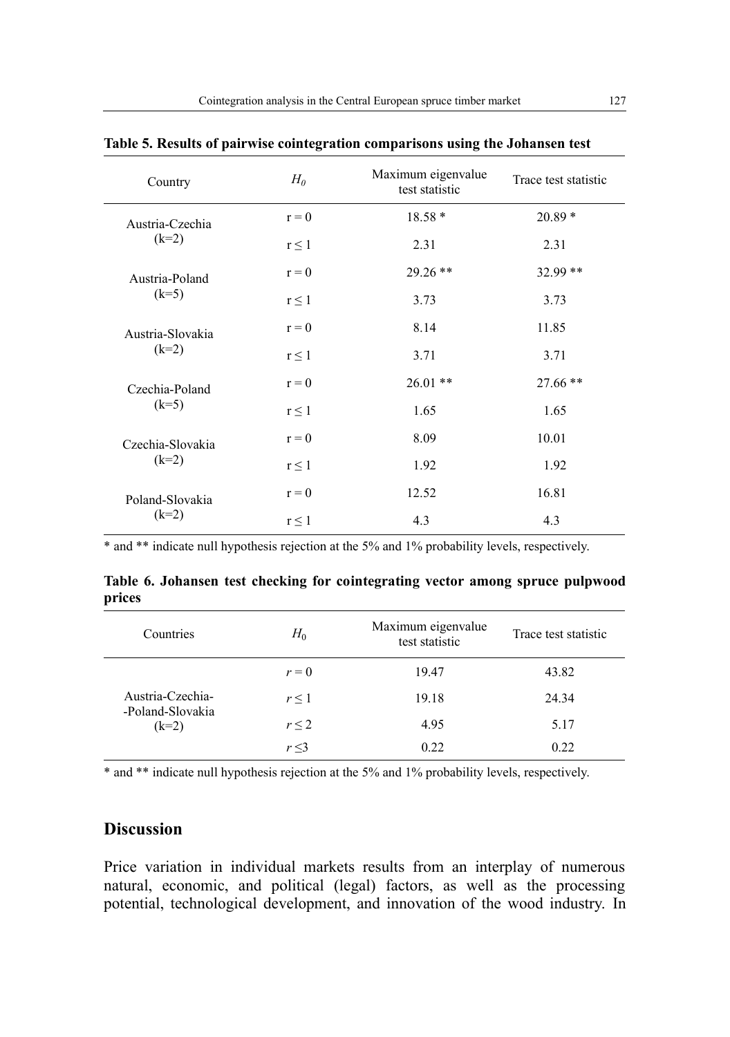**Table 5. Results of pairwise cointegration comparisons using the Johansen test**

| Country | $H_0$ | Maximum eigenvalue test statistic | Trace test statistic |
|---|---|---|---|
| Austria-Czechia (k=2) | r = 0 | 18.58 * | 20.89 * |
| | r ≤ 1 | 2.31 | 2.31 |
| Austria-Poland (k=5) | r = 0 | 29.26 ** | 32.99 ** |
| | r ≤ 1 | 3.73 | 3.73 |
| Austria-Slovakia (k=2) | r = 0 | 8.14 | 11.85 |
| | r ≤ 1 | 3.71 | 3.71 |
| Czechia-Poland (k=5) | r = 0 | 26.01 ** | 27.66 ** |
| | r ≤ 1 | 1.65 | 1.65 |
| Czechia-Slovakia (k=2) | r = 0 | 8.09 | 10.01 |
| | r ≤ 1 | 1.92 | 1.92 |
| Poland-Slovakia (k=2) | r = 0 | 12.52 | 16.81 |
| | r ≤ 1 | 4.3 | 4.3 |

\* and ** indicate null hypothesis rejection at the 5% and 1% probability levels, respectively.

**Table 6. Johansen test checking for cointegrating vector among spruce pulpwood prices**

| Countries | $H_0$ | Maximum eigenvalue test statistic | Trace test statistic |
|---|---|---|---|
| Austria-Czechia-Poland-Slovakia (k=2) | $r = 0$ | 19.47 | 43.82 |
| | $r \leq 1$ | 19.18 | 24.34 |
| | $r \leq 2$ | 4.95 | 5.17 |
| | $r \leq 3$ | 0.22 | 0.22 |

\* and ** indicate null hypothesis rejection at the 5% and 1% probability levels, respectively.

## Discussion

Price variation in individual markets results from an interplay of numerous natural, economic, and political (legal) factors, as well as the processing potential, technological development, and innovation of the wood industry. In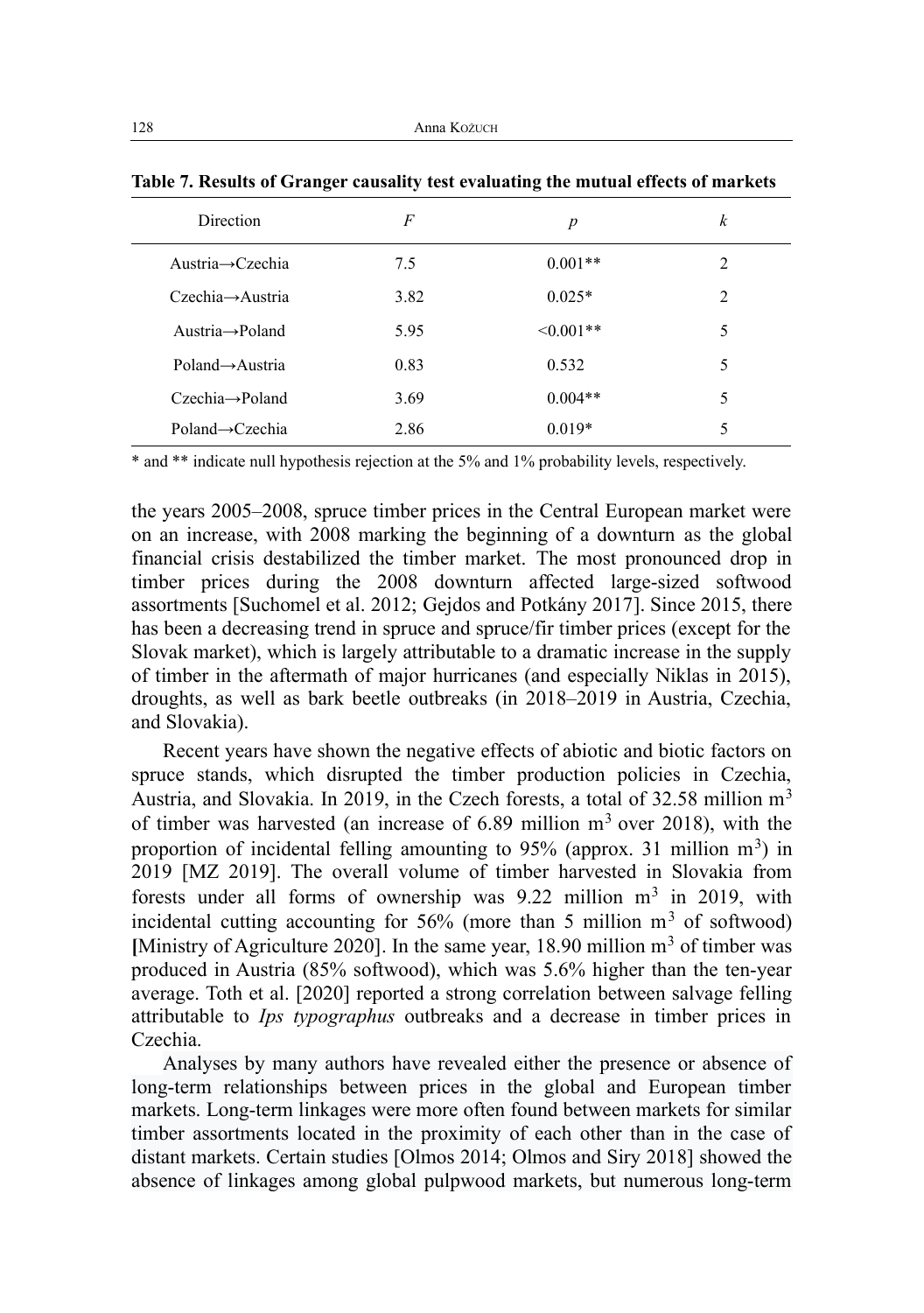**Table 7. Results of Granger causality test evaluating the mutual effects of markets**

| Direction | $F$ | $p$ | $k$ |
|---|---|---|---|
| Austria→Czechia | 7.5 | 0.001** | 2 |
| Czechia→Austria | 3.82 | 0.025* | 2 |
| Austria→Poland | 5.95 | <0.001** | 5 |
| Poland→Austria | 0.83 | 0.532 | 5 |
| Czechia→Poland | 3.69 | 0.004** | 5 |
| Poland→Czechia | 2.86 | 0.019* | 5 |

\* and ** indicate null hypothesis rejection at the 5% and 1% probability levels, respectively.

the years 2005–2008, spruce timber prices in the Central European market were on an increase, with 2008 marking the beginning of a downturn as the global financial crisis destabilized the timber market. The most pronounced drop in timber prices during the 2008 downturn affected large-sized softwood assortments [Suchomel et al. 2012; Gejdos and Potkány 2017]. Since 2015, there has been a decreasing trend in spruce and spruce/fir timber prices (except for the Slovak market), which is largely attributable to a dramatic increase in the supply of timber in the aftermath of major hurricanes (and especially Niklas in 2015), droughts, as well as bark beetle outbreaks (in 2018–2019 in Austria, Czechia, and Slovakia).

Recent years have shown the negative effects of abiotic and biotic factors on spruce stands, which disrupted the timber production policies in Czechia, Austria, and Slovakia. In 2019, in the Czech forests, a total of 32.58 million $m^3$ of timber was harvested (an increase of 6.89 million $m^3$ over 2018), with the proportion of incidental felling amounting to 95% (approx. 31 million $m^3$) in 2019 [MZ 2019]. The overall volume of timber harvested in Slovakia from forests under all forms of ownership was 9.22 million $m^3$ in 2019, with incidental cutting accounting for 56% (more than 5 million $m^3$ of softwood) [Ministry of Agriculture 2020]. In the same year, 18.90 million $m^3$ of timber was produced in Austria (85% softwood), which was 5.6% higher than the ten-year average. Toth et al. [2020] reported a strong correlation between salvage felling attributable to *Ips typographus* outbreaks and a decrease in timber prices in Czechia.

Analyses by many authors have revealed either the presence or absence of long-term relationships between prices in the global and European timber markets. Long-term linkages were more often found between markets for similar timber assortments located in the proximity of each other than in the case of distant markets. Certain studies [Olmos 2014; Olmos and Siry 2018] showed the absence of linkages among global pulpwood markets, but numerous long-term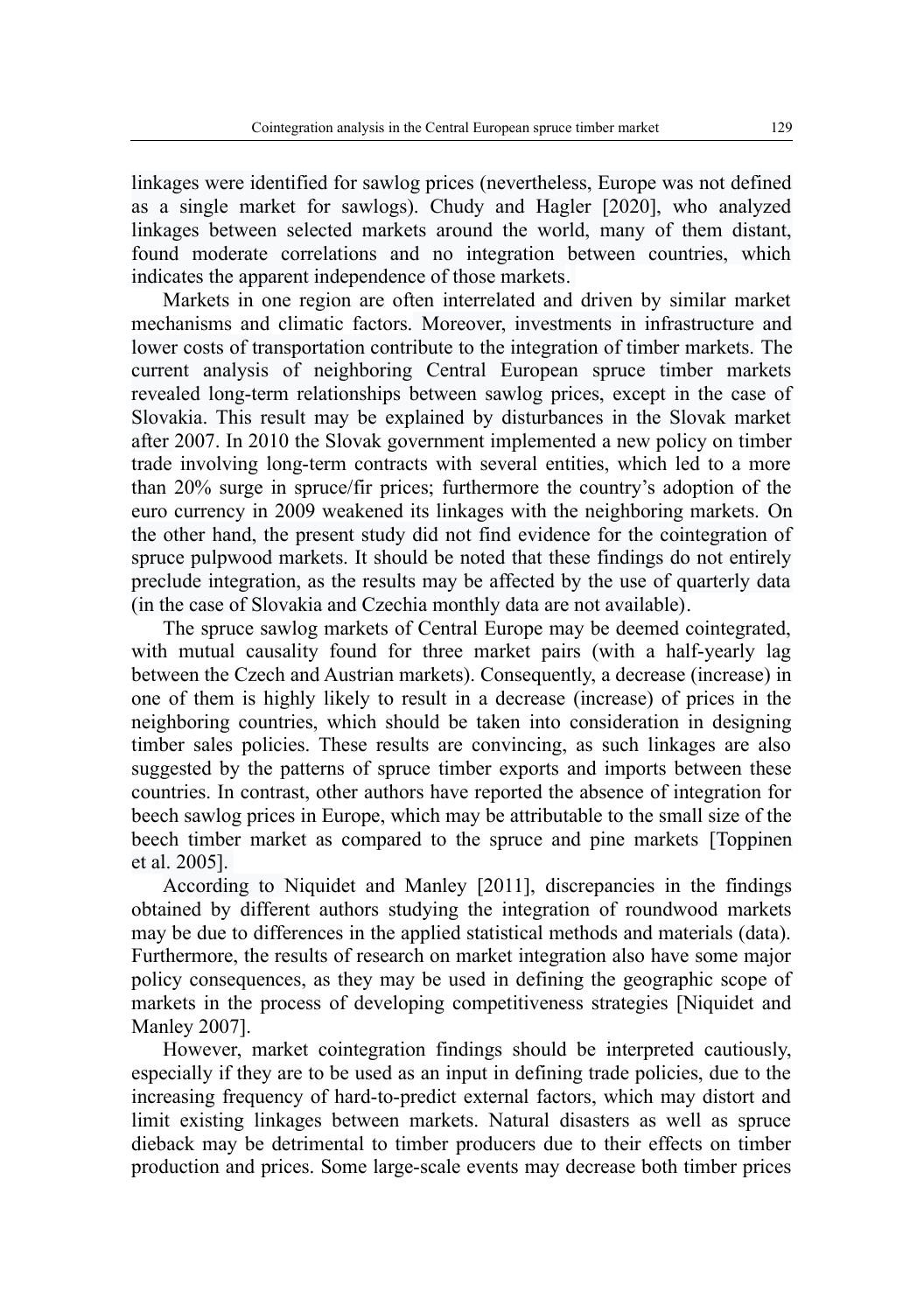linkages were identified for sawlog prices (nevertheless, Europe was not defined as a single market for sawlogs). Chudy and Hagler [2020], who analyzed linkages between selected markets around the world, many of them distant, found moderate correlations and no integration between countries, which indicates the apparent independence of those markets.

Markets in one region are often interrelated and driven by similar market mechanisms and climatic factors. Moreover, investments in infrastructure and lower costs of transportation contribute to the integration of timber markets. The current analysis of neighboring Central European spruce timber markets revealed long-term relationships between sawlog prices, except in the case of Slovakia. This result may be explained by disturbances in the Slovak market after 2007. In 2010 the Slovak government implemented a new policy on timber trade involving long-term contracts with several entities, which led to a more than 20% surge in spruce/fir prices; furthermore the country's adoption of the euro currency in 2009 weakened its linkages with the neighboring markets. On the other hand, the present study did not find evidence for the cointegration of spruce pulpwood markets. It should be noted that these findings do not entirely preclude integration, as the results may be affected by the use of quarterly data (in the case of Slovakia and Czechia monthly data are not available).

The spruce sawlog markets of Central Europe may be deemed cointegrated, with mutual causality found for three market pairs (with a half-yearly lag between the Czech and Austrian markets). Consequently, a decrease (increase) in one of them is highly likely to result in a decrease (increase) of prices in the neighboring countries, which should be taken into consideration in designing timber sales policies. These results are convincing, as such linkages are also suggested by the patterns of spruce timber exports and imports between these countries. In contrast, other authors have reported the absence of integration for beech sawlog prices in Europe, which may be attributable to the small size of the beech timber market as compared to the spruce and pine markets [Toppinen et al. 2005].

According to Niquidet and Manley [2011], discrepancies in the findings obtained by different authors studying the integration of roundwood markets may be due to differences in the applied statistical methods and materials (data). Furthermore, the results of research on market integration also have some major policy consequences, as they may be used in defining the geographic scope of markets in the process of developing competitiveness strategies [Niquidet and Manley 2007].

However, market cointegration findings should be interpreted cautiously, especially if they are to be used as an input in defining trade policies, due to the increasing frequency of hard-to-predict external factors, which may distort and limit existing linkages between markets. Natural disasters as well as spruce dieback may be detrimental to timber producers due to their effects on timber production and prices. Some large-scale events may decrease both timber prices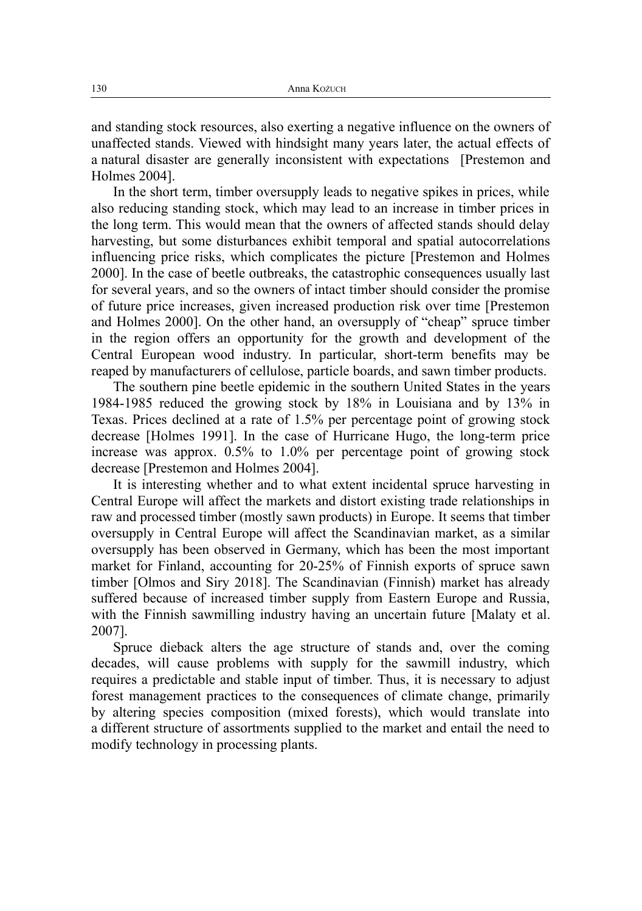and standing stock resources, also exerting a negative influence on the owners of unaffected stands. Viewed with hindsight many years later, the actual effects of a natural disaster are generally inconsistent with expectations [Prestemon and Holmes 2004].

In the short term, timber oversupply leads to negative spikes in prices, while also reducing standing stock, which may lead to an increase in timber prices in the long term. This would mean that the owners of affected stands should delay harvesting, but some disturbances exhibit temporal and spatial autocorrelations influencing price risks, which complicates the picture [Prestemon and Holmes 2000]. In the case of beetle outbreaks, the catastrophic consequences usually last for several years, and so the owners of intact timber should consider the promise of future price increases, given increased production risk over time [Prestemon and Holmes 2000]. On the other hand, an oversupply of "cheap" spruce timber in the region offers an opportunity for the growth and development of the Central European wood industry. In particular, short-term benefits may be reaped by manufacturers of cellulose, particle boards, and sawn timber products.

The southern pine beetle epidemic in the southern United States in the years 1984-1985 reduced the growing stock by 18% in Louisiana and by 13% in Texas. Prices declined at a rate of 1.5% per percentage point of growing stock decrease [Holmes 1991]. In the case of Hurricane Hugo, the long-term price increase was approx. 0.5% to 1.0% per percentage point of growing stock decrease [Prestemon and Holmes 2004].

It is interesting whether and to what extent incidental spruce harvesting in Central Europe will affect the markets and distort existing trade relationships in raw and processed timber (mostly sawn products) in Europe. It seems that timber oversupply in Central Europe will affect the Scandinavian market, as a similar oversupply has been observed in Germany, which has been the most important market for Finland, accounting for 20-25% of Finnish exports of spruce sawn timber [Olmos and Siry 2018]. The Scandinavian (Finnish) market has already suffered because of increased timber supply from Eastern Europe and Russia, with the Finnish sawmilling industry having an uncertain future [Malaty et al. 2007].

Spruce dieback alters the age structure of stands and, over the coming decades, will cause problems with supply for the sawmill industry, which requires a predictable and stable input of timber. Thus, it is necessary to adjust forest management practices to the consequences of climate change, primarily by altering species composition (mixed forests), which would translate into a different structure of assortments supplied to the market and entail the need to modify technology in processing plants.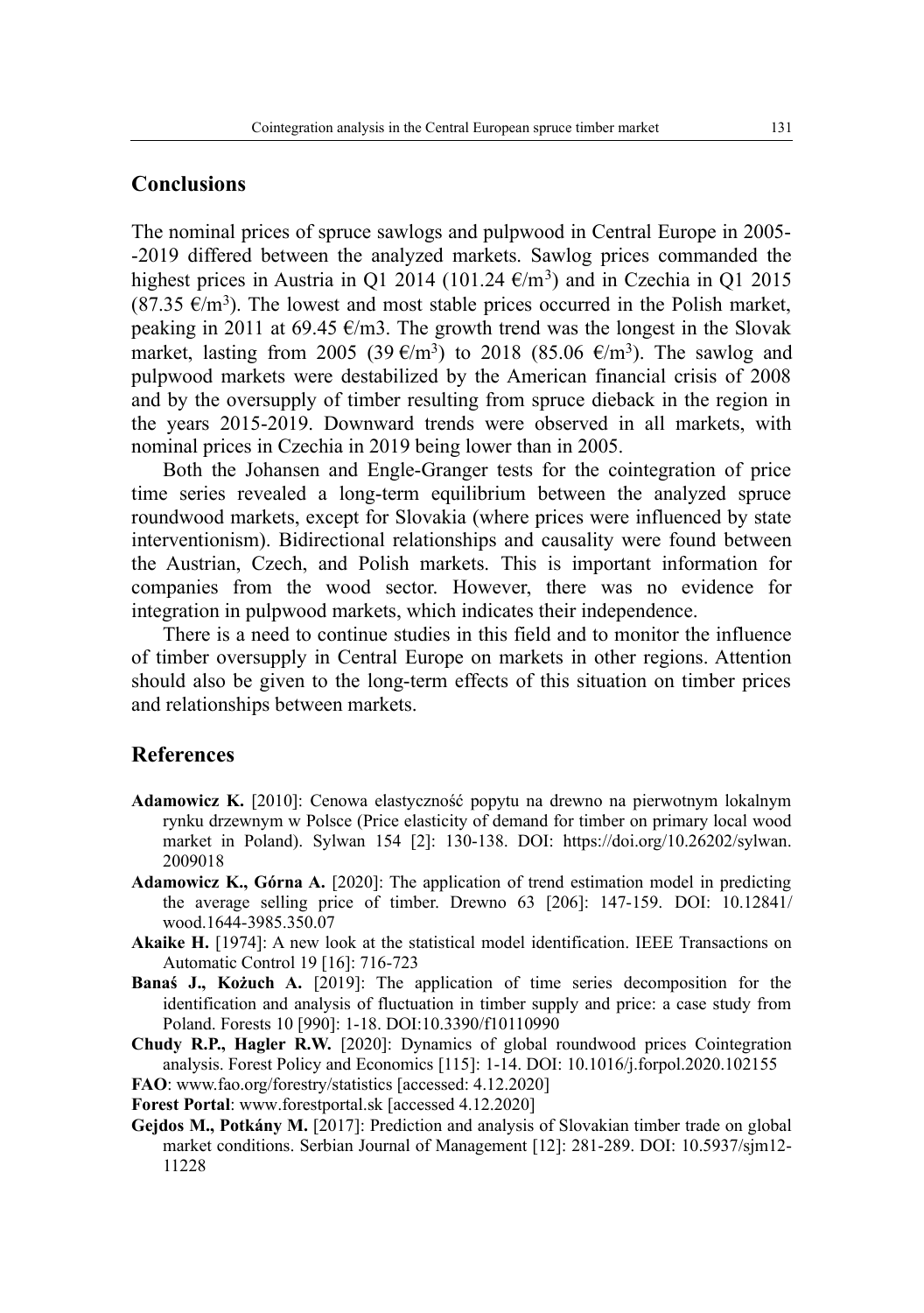## Conclusions

The nominal prices of spruce sawlogs and pulpwood in Central Europe in 2005--2019 differed between the analyzed markets. Sawlog prices commanded the highest prices in Austria in Q1 2014 (101.24 €/m$^3$) and in Czechia in Q1 2015 (87.35 €/m$^3$). The lowest and most stable prices occurred in the Polish market, peaking in 2011 at 69.45 €/m3. The growth trend was the longest in the Slovak market, lasting from 2005 (39 €/m$^3$) to 2018 (85.06 €/m$^3$). The sawlog and pulpwood markets were destabilized by the American financial crisis of 2008 and by the oversupply of timber resulting from spruce dieback in the region in the years 2015-2019. Downward trends were observed in all markets, with nominal prices in Czechia in 2019 being lower than in 2005.

Both the Johansen and Engle-Granger tests for the cointegration of price time series revealed a long-term equilibrium between the analyzed spruce roundwood markets, except for Slovakia (where prices were influenced by state interventionism). Bidirectional relationships and causality were found between the Austrian, Czech, and Polish markets. This is important information for companies from the wood sector. However, there was no evidence for integration in pulpwood markets, which indicates their independence.

There is a need to continue studies in this field and to monitor the influence of timber oversupply in Central Europe on markets in other regions. Attention should also be given to the long-term effects of this situation on timber prices and relationships between markets.

## References

**Adamowicz K.** [2010]: Cenowa elastyczność popytu na drewno na pierwotnym lokalnym rynku drzewnym w Polsce (Price elasticity of demand for timber on primary local wood market in Poland). Sylwan 154 [2]: 130-138. DOI: https://doi.org/10.26202/sylwan.2009018

**Adamowicz K., Górna A.** [2020]: The application of trend estimation model in predicting the average selling price of timber. Drewno 63 [206]: 147-159. DOI: 10.12841/wood.1644-3985.350.07

**Akaike H.** [1974]: A new look at the statistical model identification. IEEE Transactions on Automatic Control 19 [16]: 716-723

**Banaś J., Kożuch A.** [2019]: The application of time series decomposition for the identification and analysis of fluctuation in timber supply and price: a case study from Poland. Forests 10 [990]: 1-18. DOI:10.3390/f10110990

**Chudy R.P., Hagler R.W.** [2020]: Dynamics of global roundwood prices Cointegration analysis. Forest Policy and Economics [115]: 1-14. DOI: 10.1016/j.forpol.2020.102155

**FAO**: www.fao.org/forestry/statistics [accessed: 4.12.2020]

**Forest Portal**: www.forestportal.sk [accessed 4.12.2020]

**Gejdos M., Potkány M.** [2017]: Prediction and analysis of Slovakian timber trade on global market conditions. Serbian Journal of Management [12]: 281-289. DOI: 10.5937/sjm12-11228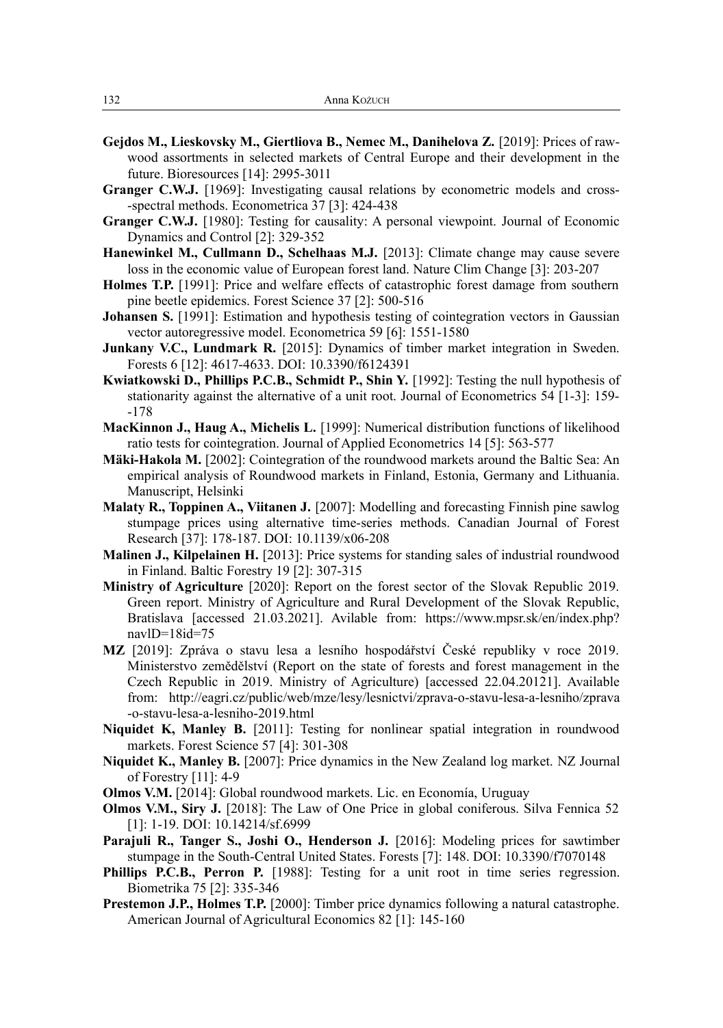**Gejdos M., Lieskovsky M., Giertliova B., Nemec M., Danihelova Z.** [2019]: Prices of raw-wood assortments in selected markets of Central Europe and their development in the future. Bioresources [14]: 2995-3011

**Granger C.W.J.** [1969]: Investigating causal relations by econometric models and cross-spectral methods. Econometrica 37 [3]: 424-438

**Granger C.W.J.** [1980]: Testing for causality: A personal viewpoint. Journal of Economic Dynamics and Control [2]: 329-352

**Hanewinkel M., Cullmann D., Schelhaas M.J.** [2013]: Climate change may cause severe loss in the economic value of European forest land. Nature Clim Change [3]: 203-207

**Holmes T.P.** [1991]: Price and welfare effects of catastrophic forest damage from southern pine beetle epidemics. Forest Science 37 [2]: 500-516

**Johansen S.** [1991]: Estimation and hypothesis testing of cointegration vectors in Gaussian vector autoregressive model. Econometrica 59 [6]: 1551-1580

**Junkany V.C., Lundmark R.** [2015]: Dynamics of timber market integration in Sweden. Forests 6 [12]: 4617-4633. DOI: 10.3390/f6124391

**Kwiatkowski D., Phillips P.C.B., Schmidt P., Shin Y.** [1992]: Testing the null hypothesis of stationarity against the alternative of a unit root. Journal of Econometrics 54 [1-3]: 159-178

**MacKinnon J., Haug A., Michelis L.** [1999]: Numerical distribution functions of likelihood ratio tests for cointegration. Journal of Applied Econometrics 14 [5]: 563-577

**Mäki-Hakola M.** [2002]: Cointegration of the roundwood markets around the Baltic Sea: An empirical analysis of Roundwood markets in Finland, Estonia, Germany and Lithuania. Manuscript, Helsinki

**Malaty R., Toppinen A., Viitanen J.** [2007]: Modelling and forecasting Finnish pine sawlog stumpage prices using alternative time-series methods. Canadian Journal of Forest Research [37]: 178-187. DOI: 10.1139/x06-208

**Malinen J., Kilpelainen H.** [2013]: Price systems for standing sales of industrial roundwood in Finland. Baltic Forestry 19 [2]: 307-315

**Ministry of Agriculture** [2020]: Report on the forest sector of the Slovak Republic 2019. Green report. Ministry of Agriculture and Rural Development of the Slovak Republic, Bratislava [accessed 21.03.2021]. Avilable from: https://www.mpsr.sk/en/index.php?navlD=18id=75

**MZ** [2019]: Zpráva o stavu lesa a lesního hospodářství České republiky v roce 2019. Ministerstvo zemědělství (Report on the state of forests and forest management in the Czech Republic in 2019. Ministry of Agriculture) [accessed 22.04.20121]. Available from: http://eagri.cz/public/web/mze/lesy/lesnictvi/zprava-o-stavu-lesa-a-lesniho/zprava-o-stavu-lesa-a-lesniho-2019.html

**Niquidet K, Manley B.** [2011]: Testing for nonlinear spatial integration in roundwood markets. Forest Science 57 [4]: 301-308

**Niquidet K., Manley B.** [2007]: Price dynamics in the New Zealand log market. NZ Journal of Forestry [11]: 4-9

**Olmos V.M.** [2014]: Global roundwood markets. Lic. en Economía, Uruguay

**Olmos V.M., Siry J.** [2018]: The Law of One Price in global coniferous. Silva Fennica 52 [1]: 1-19. DOI: 10.14214/sf.6999

**Parajuli R., Tanger S., Joshi O., Henderson J.** [2016]: Modeling prices for sawtimber stumpage in the South-Central United States. Forests [7]: 148. DOI: 10.3390/f7070148

**Phillips P.C.B., Perron P.** [1988]: Testing for a unit root in time series regression. Biometrika 75 [2]: 335-346

**Prestemon J.P., Holmes T.P.** [2000]: Timber price dynamics following a natural catastrophe. American Journal of Agricultural Economics 82 [1]: 145-160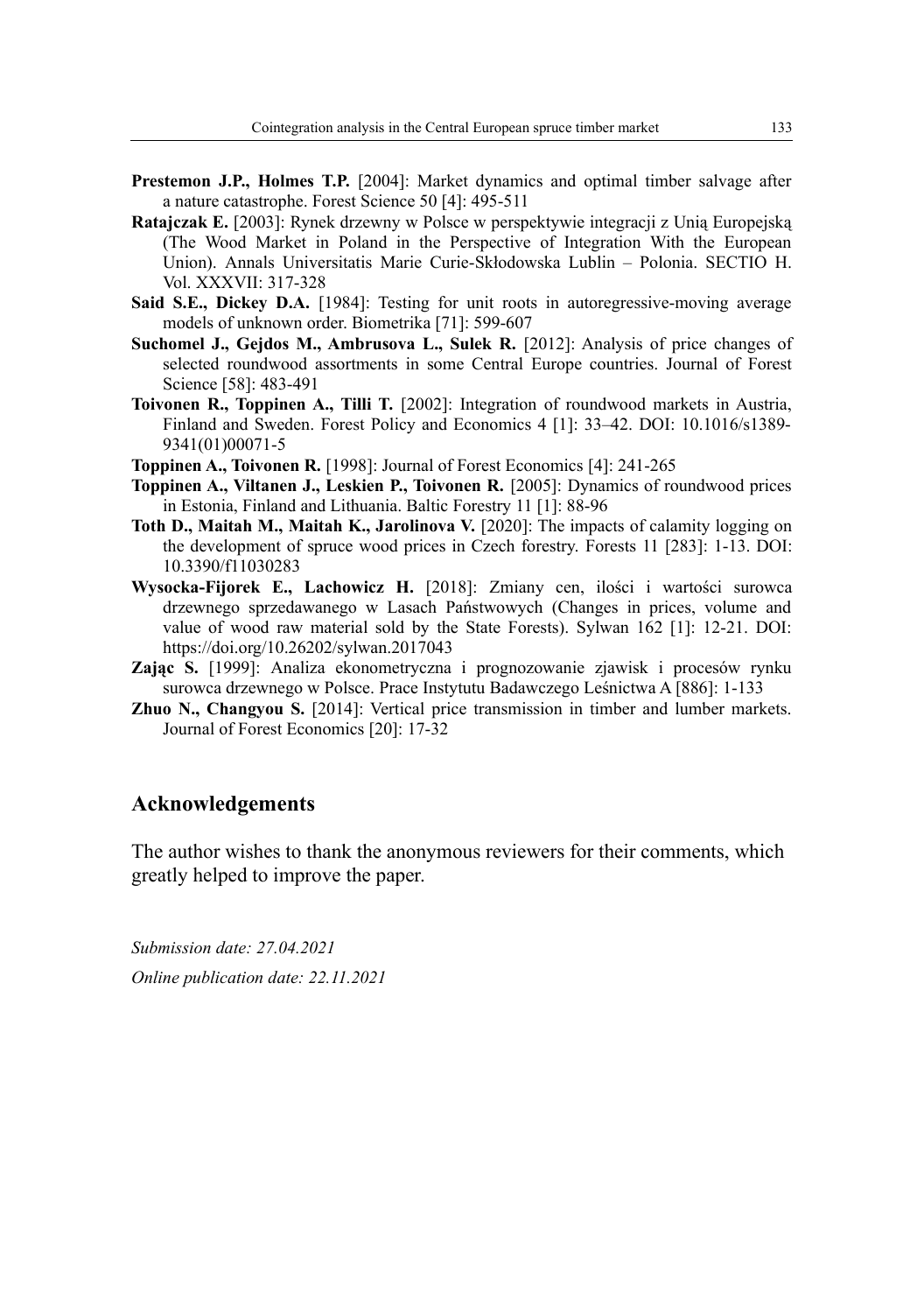**Prestemon J.P., Holmes T.P.** [2004]: Market dynamics and optimal timber salvage after a nature catastrophe. Forest Science 50 [4]: 495-511

**Ratajczak E.** [2003]: Rynek drzewny w Polsce w perspektywie integracji z Unią Europejską (The Wood Market in Poland in the Perspective of Integration With the European Union). Annals Universitatis Marie Curie-Skłodowska Lublin – Polonia. SECTIO H. Vol. XXXVII: 317-328

**Said S.E., Dickey D.A.** [1984]: Testing for unit roots in autoregressive-moving average models of unknown order. Biometrika [71]: 599-607

**Suchomel J., Gejdos M., Ambrusova L., Sulek R.** [2012]: Analysis of price changes of selected roundwood assortments in some Central Europe countries. Journal of Forest Science [58]: 483-491

**Toivonen R., Toppinen A., Tilli T.** [2002]: Integration of roundwood markets in Austria, Finland and Sweden. Forest Policy and Economics 4 [1]: 33–42. DOI: 10.1016/s1389-9341(01)00071-5

**Toppinen A., Toivonen R.** [1998]: Journal of Forest Economics [4]: 241-265

**Toppinen A., Viltanen J., Leskien P., Toivonen R.** [2005]: Dynamics of roundwood prices in Estonia, Finland and Lithuania. Baltic Forestry 11 [1]: 88-96

**Toth D., Maitah M., Maitah K., Jarolinova V.** [2020]: The impacts of calamity logging on the development of spruce wood prices in Czech forestry. Forests 11 [283]: 1-13. DOI: 10.3390/f11030283

**Wysocka-Fijorek E., Lachowicz H.** [2018]: Zmiany cen, ilości i wartości surowca drzewnego sprzedawanego w Lasach Państwowych (Changes in prices, volume and value of wood raw material sold by the State Forests). Sylwan 162 [1]: 12-21. DOI: https://doi.org/10.26202/sylwan.2017043

**Zając S.** [1999]: Analiza ekonometryczna i prognozowanie zjawisk i procesów rynku surowca drzewnego w Polsce. Prace Instytutu Badawczego Leśnictwa A [886]: 1-133

**Zhuo N., Changyou S.** [2014]: Vertical price transmission in timber and lumber markets. Journal of Forest Economics [20]: 17-32

## Acknowledgements

The author wishes to thank the anonymous reviewers for their comments, which greatly helped to improve the paper.

*Submission date: 27.04.2021*

*Online publication date: 22.11.2021*